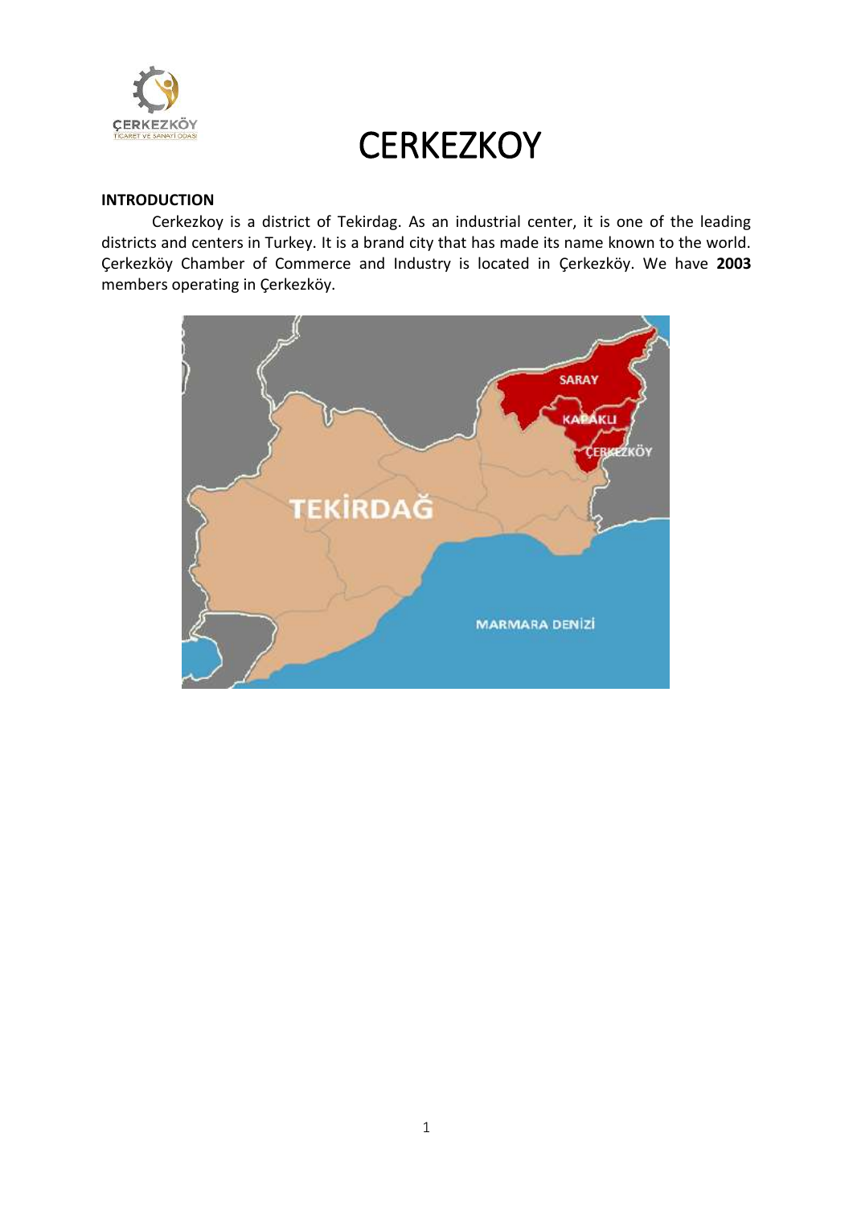# CERKEZKOY

**INTRODUCTION**

Cerkezkoy is a district of Tekirdag. As an industrial center, it is one of the leading districts and centers in Turkey. It is a brand city that has made its name known to the world. Çerkezköy Chamber of Commerce and Industry is located in Çerkezköy. We have **2003** members operating in Çerkezköy.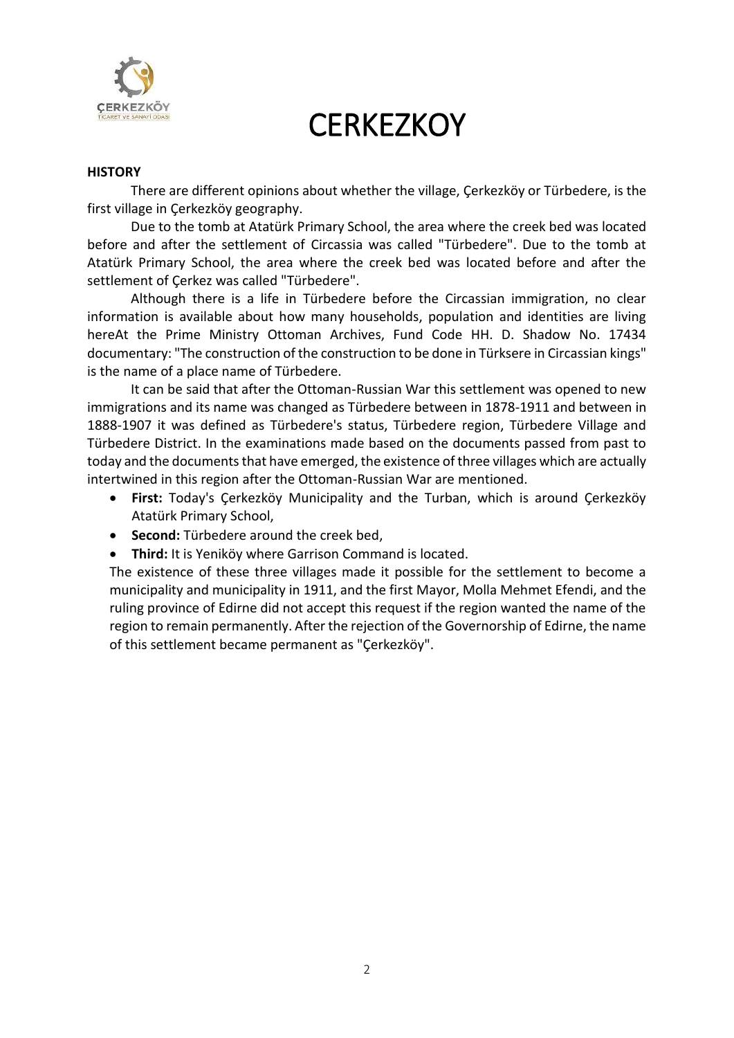# CERKEZKOY

**HISTORY**

There are different opinions about whether the village, Çerkezköy or Türbedere, is the first village in Çerkezköy geography.

Due to the tomb at Atatürk Primary School, the area where the creek bed was located before and after the settlement of Circassia was called "Türbedere". Due to the tomb at Atatürk Primary School, the area where the creek bed was located before and after the settlement of Çerkez was called "Türbedere".

Although there is a life in Türbedere before the Circassian immigration, no clear information is available about how many households, population and identities are living hereAt the Prime Ministry Ottoman Archives, Fund Code HH. D. Shadow No. 17434 documentary: "The construction of the construction to be done in Türksere in Circassian kings" is the name of a place name of Türbedere.

It can be said that after the Ottoman-Russian War this settlement was opened to new immigrations and its name was changed as Türbedere between in 1878-1911 and between in 1888-1907 it was defined as Türbedere's status, Türbedere region, Türbedere Village and Türbedere District. In the examinations made based on the documents passed from past to today and the documents that have emerged, the existence of three villages which are actually intertwined in this region after the Ottoman-Russian War are mentioned.

- **First:** Today's Çerkezköy Municipality and the Turban, which is around Çerkezköy Atatürk Primary School,
- **Second:** Türbedere around the creek bed,
- **Third:** It is Yeniköy where Garrison Command is located.

The existence of these three villages made it possible for the settlement to become a municipality and municipality in 1911, and the first Mayor, Molla Mehmet Efendi, and the ruling province of Edirne did not accept this request if the region wanted the name of the region to remain permanently. After the rejection of the Governorship of Edirne, the name of this settlement became permanent as "Çerkezköy".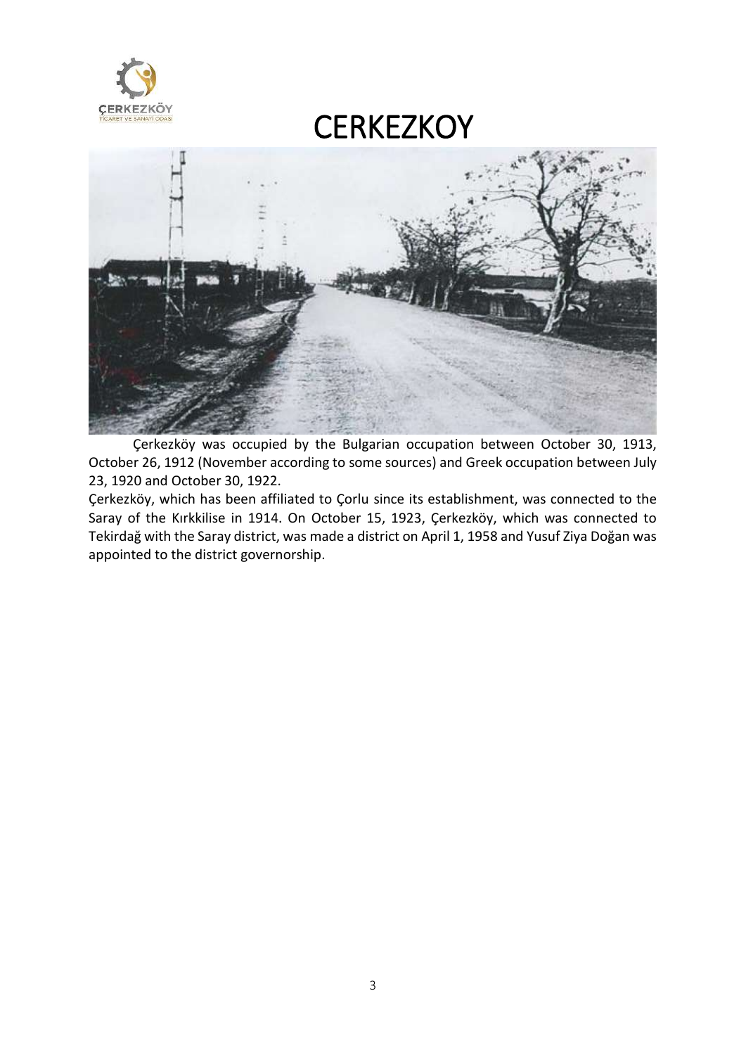# CERKEZKOY

Çerkezköy was occupied by the Bulgarian occupation between October 30, 1913, October 26, 1912 (November according to some sources) and Greek occupation between July 23, 1920 and October 30, 1922.

Çerkezköy, which has been affiliated to Çorlu since its establishment, was connected to the Saray of the Kırkkilise in 1914. On October 15, 1923, Çerkezköy, which was connected to Tekirdağ with the Saray district, was made a district on April 1, 1958 and Yusuf Ziya Doğan was appointed to the district governorship.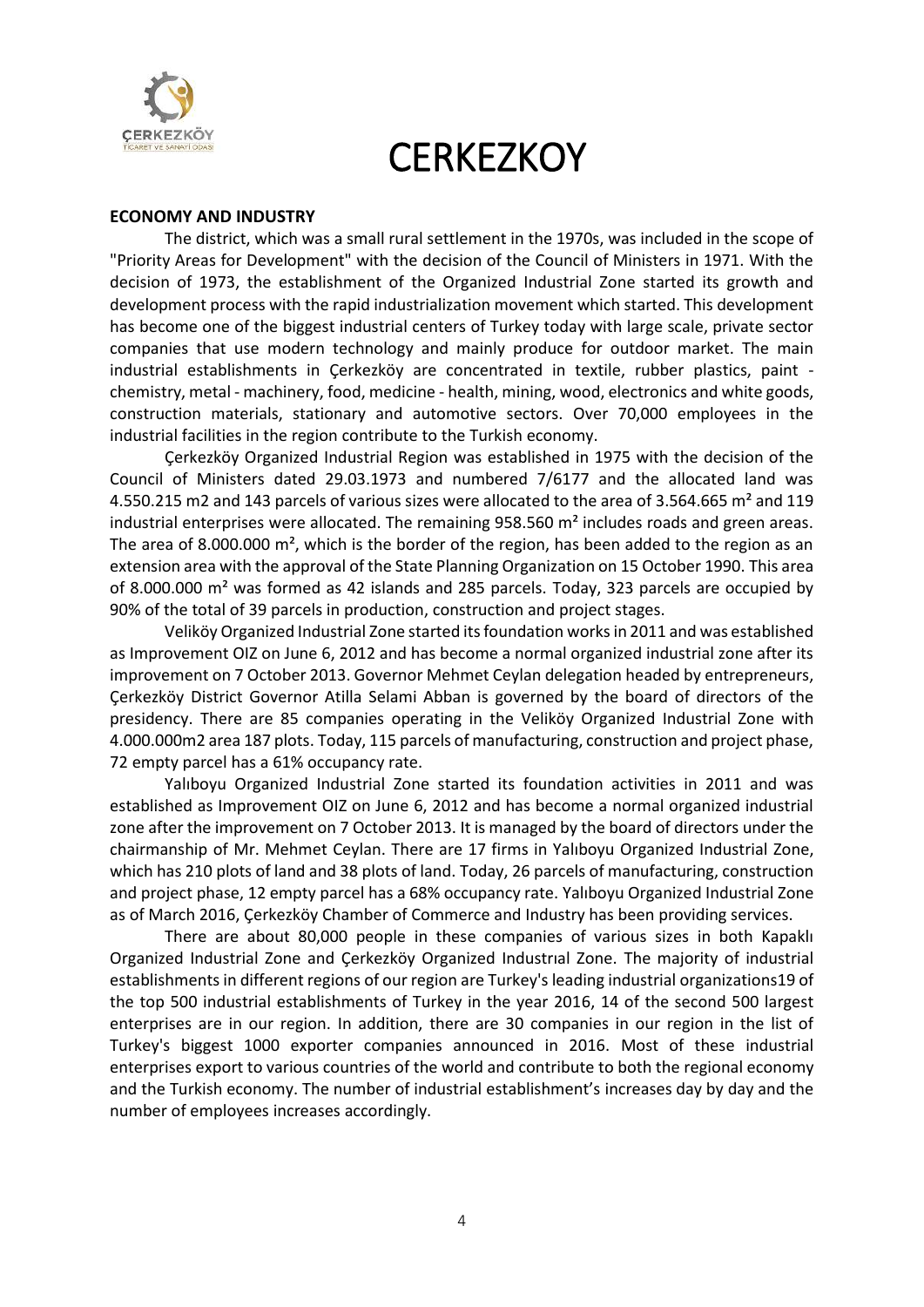# CERKEZKOY

**ECONOMY AND INDUSTRY**

The district, which was a small rural settlement in the 1970s, was included in the scope of "Priority Areas for Development" with the decision of the Council of Ministers in 1971. With the decision of 1973, the establishment of the Organized Industrial Zone started its growth and development process with the rapid industrialization movement which started. This development has become one of the biggest industrial centers of Turkey today with large scale, private sector companies that use modern technology and mainly produce for outdoor market. The main industrial establishments in Çerkezköy are concentrated in textile, rubber plastics, paint - chemistry, metal - machinery, food, medicine - health, mining, wood, electronics and white goods, construction materials, stationary and automotive sectors. Over 70,000 employees in the industrial facilities in the region contribute to the Turkish economy.

Çerkezköy Organized Industrial Region was established in 1975 with the decision of the Council of Ministers dated 29.03.1973 and numbered 7/6177 and the allocated land was 4.550.215 m2 and 143 parcels of various sizes were allocated to the area of 3.564.665 m² and 119 industrial enterprises were allocated. The remaining 958.560 m² includes roads and green areas. The area of 8.000.000 m², which is the border of the region, has been added to the region as an extension area with the approval of the State Planning Organization on 15 October 1990. This area of 8.000.000 m² was formed as 42 islands and 285 parcels. Today, 323 parcels are occupied by 90% of the total of 39 parcels in production, construction and project stages.

Veliköy Organized Industrial Zone started its foundation works in 2011 and was established as Improvement OIZ on June 6, 2012 and has become a normal organized industrial zone after its improvement on 7 October 2013. Governor Mehmet Ceylan delegation headed by entrepreneurs, Çerkezköy District Governor Atilla Selami Abban is governed by the board of directors of the presidency. There are 85 companies operating in the Veliköy Organized Industrial Zone with 4.000.000m2 area 187 plots. Today, 115 parcels of manufacturing, construction and project phase, 72 empty parcel has a 61% occupancy rate.

Yalıboyu Organized Industrial Zone started its foundation activities in 2011 and was established as Improvement OIZ on June 6, 2012 and has become a normal organized industrial zone after the improvement on 7 October 2013. It is managed by the board of directors under the chairmanship of Mr. Mehmet Ceylan. There are 17 firms in Yalıboyu Organized Industrial Zone, which has 210 plots of land and 38 plots of land. Today, 26 parcels of manufacturing, construction and project phase, 12 empty parcel has a 68% occupancy rate. Yalıboyu Organized Industrial Zone as of March 2016, Çerkezköy Chamber of Commerce and Industry has been providing services.

There are about 80,000 people in these companies of various sizes in both Kapaklı Organized Industrial Zone and Çerkezköy Organized Industrıal Zone. The majority of industrial establishments in different regions of our region are Turkey's leading industrial organizations19 of the top 500 industrial establishments of Turkey in the year 2016, 14 of the second 500 largest enterprises are in our region. In addition, there are 30 companies in our region in the list of Turkey's biggest 1000 exporter companies announced in 2016. Most of these industrial enterprises export to various countries of the world and contribute to both the regional economy and the Turkish economy. The number of industrial establishment's increases day by day and the number of employees increases accordingly.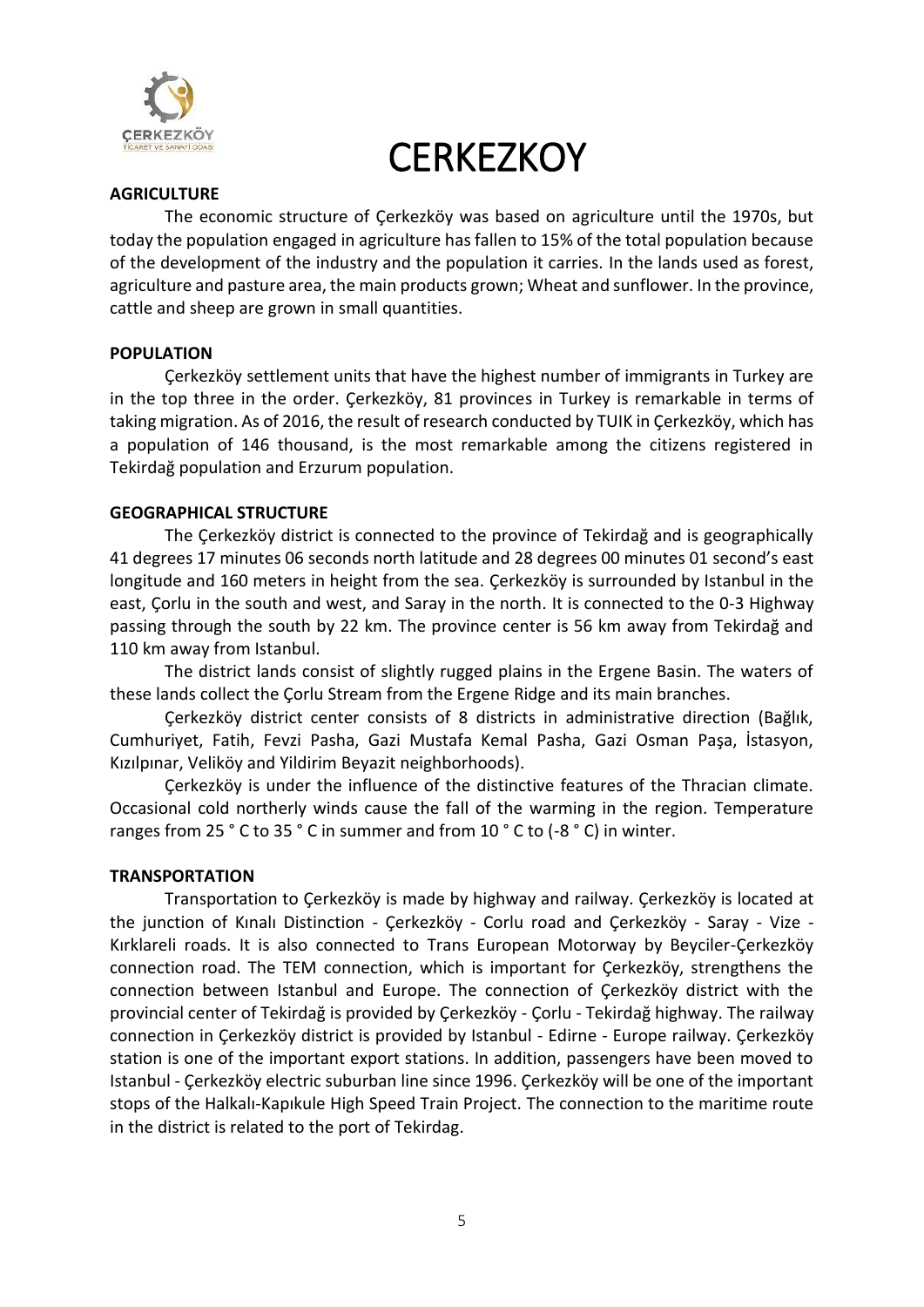# CERKEZKOY

**AGRICULTURE**

The economic structure of Çerkezköy was based on agriculture until the 1970s, but today the population engaged in agriculture has fallen to 15% of the total population because of the development of the industry and the population it carries. In the lands used as forest, agriculture and pasture area, the main products grown; Wheat and sunflower. In the province, cattle and sheep are grown in small quantities.

**POPULATION**

Çerkezköy settlement units that have the highest number of immigrants in Turkey are in the top three in the order. Çerkezköy, 81 provinces in Turkey is remarkable in terms of taking migration. As of 2016, the result of research conducted by TUIK in Çerkezköy, which has a population of 146 thousand, is the most remarkable among the citizens registered in Tekirdağ population and Erzurum population.

**GEOGRAPHICAL STRUCTURE**

The Çerkezköy district is connected to the province of Tekirdağ and is geographically 41 degrees 17 minutes 06 seconds north latitude and 28 degrees 00 minutes 01 second's east longitude and 160 meters in height from the sea. Çerkezköy is surrounded by Istanbul in the east, Çorlu in the south and west, and Saray in the north. It is connected to the 0-3 Highway passing through the south by 22 km. The province center is 56 km away from Tekirdağ and 110 km away from Istanbul.

The district lands consist of slightly rugged plains in the Ergene Basin. The waters of these lands collect the Çorlu Stream from the Ergene Ridge and its main branches.

Çerkezköy district center consists of 8 districts in administrative direction (Bağlık, Cumhuriyet, Fatih, Fevzi Pasha, Gazi Mustafa Kemal Pasha, Gazi Osman Paşa, İstasyon, Kızılpınar, Veliköy and Yildirim Beyazit neighborhoods).

Çerkezköy is under the influence of the distinctive features of the Thracian climate. Occasional cold northerly winds cause the fall of the warming in the region. Temperature ranges from 25 ° C to 35 ° C in summer and from 10 ° C to (-8 ° C) in winter.

**TRANSPORTATION**

Transportation to Çerkezköy is made by highway and railway. Çerkezköy is located at the junction of Kınalı Distinction - Çerkezköy - Corlu road and Çerkezköy - Saray - Vize - Kırklareli roads. It is also connected to Trans European Motorway by Beyciler-Çerkezköy connection road. The TEM connection, which is important for Çerkezköy, strengthens the connection between Istanbul and Europe. The connection of Çerkezköy district with the provincial center of Tekirdağ is provided by Çerkezköy - Çorlu - Tekirdağ highway. The railway connection in Çerkezköy district is provided by Istanbul - Edirne - Europe railway. Çerkezköy station is one of the important export stations. In addition, passengers have been moved to Istanbul - Çerkezköy electric suburban line since 1996. Çerkezköy will be one of the important stops of the Halkalı-Kapıkule High Speed Train Project. The connection to the maritime route in the district is related to the port of Tekirdag.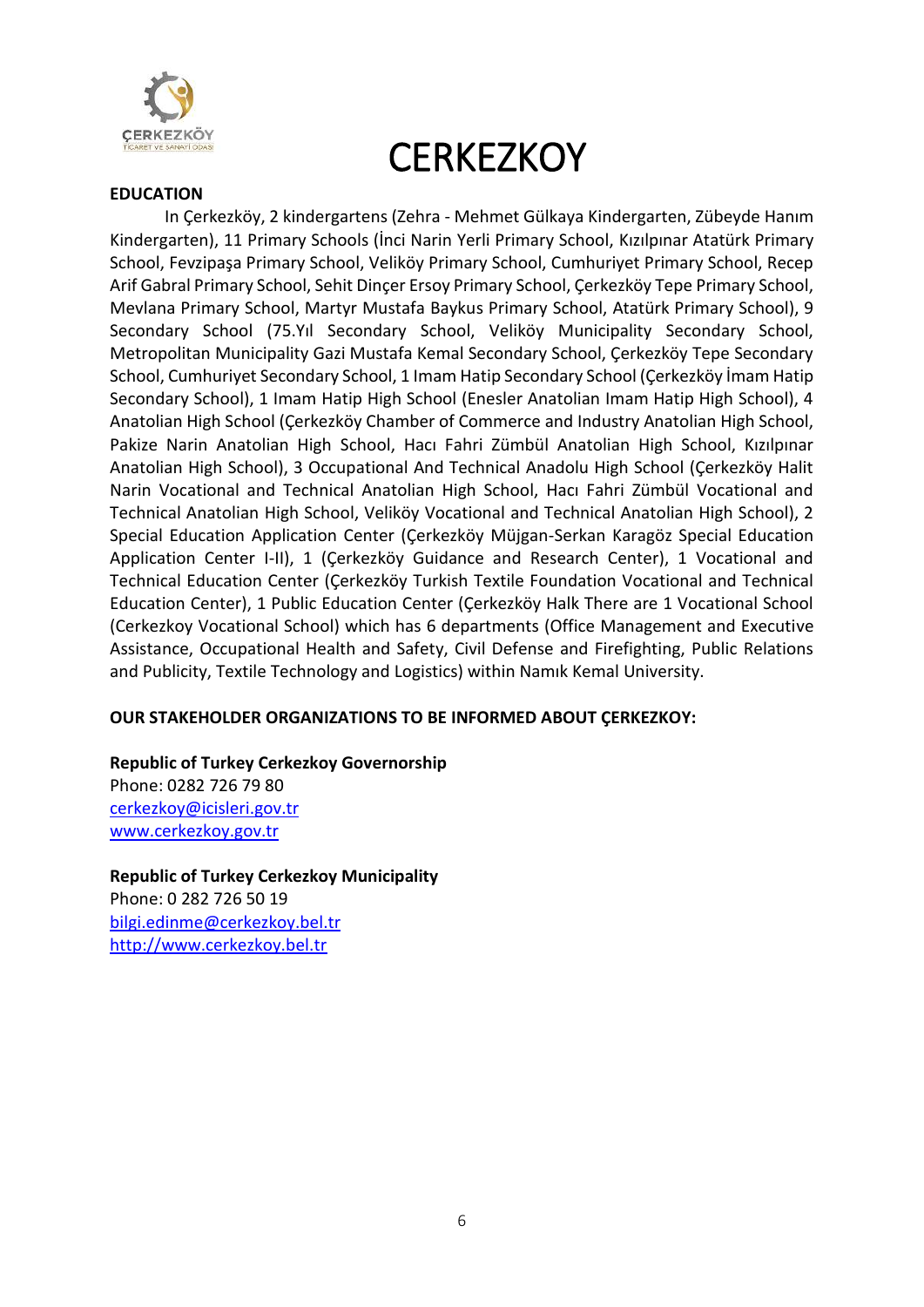# CERKEZKOY

**EDUCATION**

In Çerkezköy, 2 kindergartens (Zehra - Mehmet Gülkaya Kindergarten, Zübeyde Hanım Kindergarten), 11 Primary Schools (İnci Narin Yerli Primary School, Kızılpınar Atatürk Primary School, Fevzipaşa Primary School, Veliköy Primary School, Cumhuriyet Primary School, Recep Arif Gabral Primary School, Sehit Dinçer Ersoy Primary School, Çerkezköy Tepe Primary School, Mevlana Primary School, Martyr Mustafa Baykus Primary School, Atatürk Primary School), 9 Secondary School (75.Yıl Secondary School, Veliköy Municipality Secondary School, Metropolitan Municipality Gazi Mustafa Kemal Secondary School, Çerkezköy Tepe Secondary School, Cumhuriyet Secondary School, 1 Imam Hatip Secondary School (Çerkezköy İmam Hatip Secondary School), 1 Imam Hatip High School (Enesler Anatolian Imam Hatip High School), 4 Anatolian High School (Çerkezköy Chamber of Commerce and Industry Anatolian High School, Pakize Narin Anatolian High School, Hacı Fahri Zümbül Anatolian High School, Kızılpınar Anatolian High School), 3 Occupational And Technical Anadolu High School (Çerkezköy Halit Narin Vocational and Technical Anatolian High School, Hacı Fahri Zümbül Vocational and Technical Anatolian High School, Veliköy Vocational and Technical Anatolian High School), 2 Special Education Application Center (Çerkezköy Müjgan-Serkan Karagöz Special Education Application Center I-II), 1 (Çerkezköy Guidance and Research Center), 1 Vocational and Technical Education Center (Çerkezköy Turkish Textile Foundation Vocational and Technical Education Center), 1 Public Education Center (Çerkezköy Halk There are 1 Vocational School (Cerkezkoy Vocational School) which has 6 departments (Office Management and Executive Assistance, Occupational Health and Safety, Civil Defense and Firefighting, Public Relations and Publicity, Textile Technology and Logistics) within Namık Kemal University.

**OUR STAKEHOLDER ORGANIZATIONS TO BE INFORMED ABOUT ÇERKEZKOY:**

**Republic of Turkey Cerkezkoy Governorship**
Phone: 0282 726 79 80
cerkezkoy@icisleri.gov.tr
www.cerkezkoy.gov.tr

**Republic of Turkey Cerkezkoy Municipality**
Phone: 0 282 726 50 19
bilgi.edinme@cerkezkoy.bel.tr
http://www.cerkezkoy.bel.tr